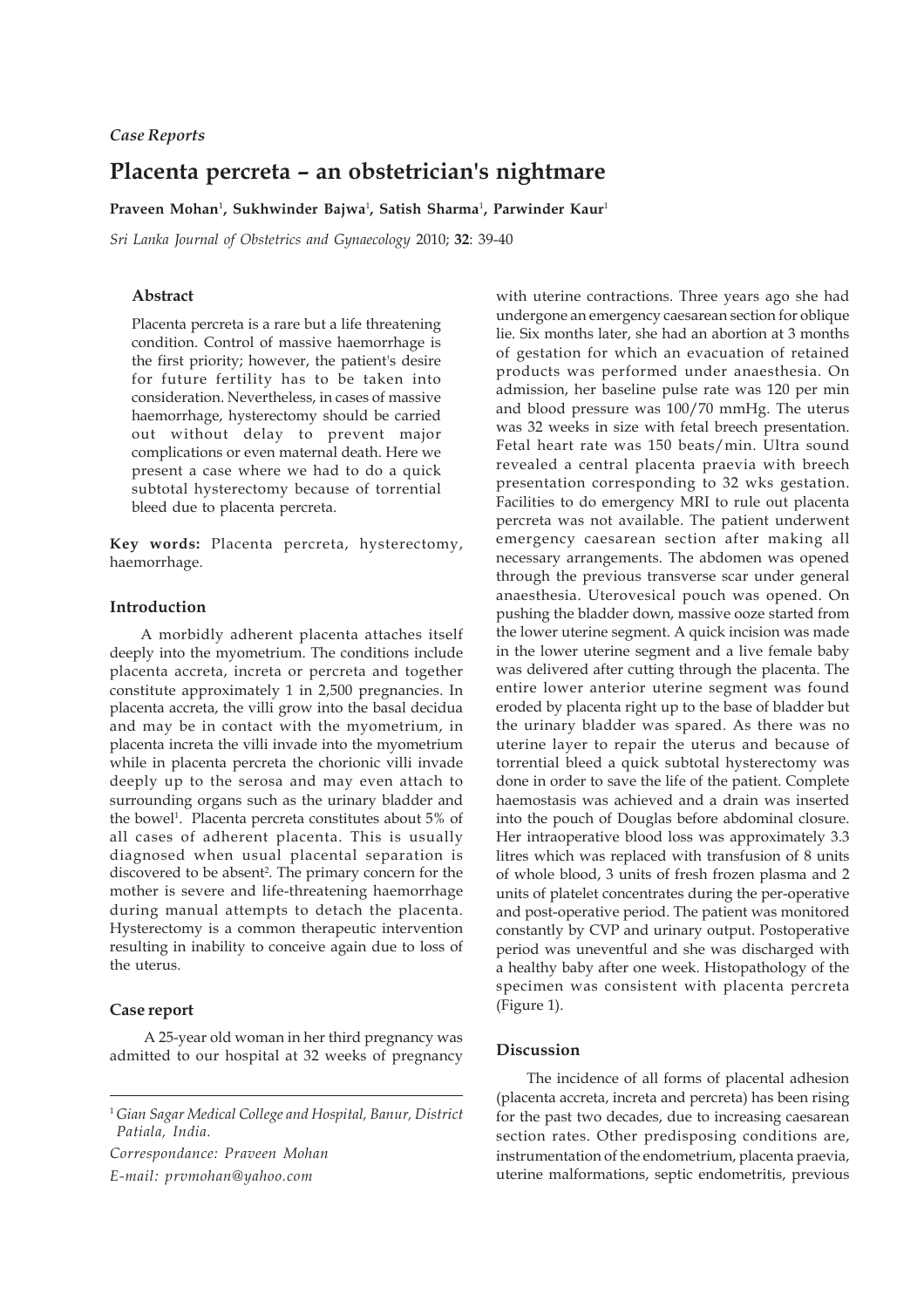*Case Reports*

# Placenta percreta – an obstetrician's nightmare

**Praveen Mohan[1], Sukhwinder Bajwa[1], Satish Sharma[1], Parwinder Kaur[1]**

*Sri Lanka Journal of Obstetrics and Gynaecology* 2010; **32**: 39-40

### Abstract

Placenta percreta is a rare but a life threatening condition. Control of massive haemorrhage is the first priority; however, the patient's desire for future fertility has to be taken into consideration. Nevertheless, in cases of massive haemorrhage, hysterectomy should be carried out without delay to prevent major complications or even maternal death. Here we present a case where we had to do a quick subtotal hysterectomy because of torrential bleed due to placenta percreta.

**Key words:** Placenta percreta, hysterectomy, haemorrhage.

### Introduction

A morbidly adherent placenta attaches itself deeply into the myometrium. The conditions include placenta accreta, increta or percreta and together constitute approximately 1 in 2,500 pregnancies. In placenta accreta, the villi grow into the basal decidua and may be in contact with the myometrium, in placenta increta the villi invade into the myometrium while in placenta percreta the chorionic villi invade deeply up to the serosa and may even attach to surrounding organs such as the urinary bladder and the bowel[1]. Placenta percreta constitutes about 5% of all cases of adherent placenta. This is usually diagnosed when usual placental separation is discovered to be absent[2]. The primary concern for the mother is severe and life-threatening haemorrhage during manual attempts to detach the placenta. Hysterectomy is a common therapeutic intervention resulting in inability to conceive again due to loss of the uterus.

### Case report

A 25-year old woman in her third pregnancy was admitted to our hospital at 32 weeks of pregnancy with uterine contractions. Three years ago she had undergone an emergency caesarean section for oblique lie. Six months later, she had an abortion at 3 months of gestation for which an evacuation of retained products was performed under anaesthesia. On admission, her baseline pulse rate was 120 per min and blood pressure was 100/70 mmHg. The uterus was 32 weeks in size with fetal breech presentation. Fetal heart rate was 150 beats/min. Ultra sound revealed a central placenta praevia with breech presentation corresponding to 32 wks gestation. Facilities to do emergency MRI to rule out placenta percreta was not available. The patient underwent emergency caesarean section after making all necessary arrangements. The abdomen was opened through the previous transverse scar under general anaesthesia. Uterovesical pouch was opened. On pushing the bladder down, massive ooze started from the lower uterine segment. A quick incision was made in the lower uterine segment and a live female baby was delivered after cutting through the placenta. The entire lower anterior uterine segment was found eroded by placenta right up to the base of bladder but the urinary bladder was spared. As there was no uterine layer to repair the uterus and because of torrential bleed a quick subtotal hysterectomy was done in order to save the life of the patient. Complete haemostasis was achieved and a drain was inserted into the pouch of Douglas before abdominal closure. Her intraoperative blood loss was approximately 3.3 litres which was replaced with transfusion of 8 units of whole blood, 3 units of fresh frozen plasma and 2 units of platelet concentrates during the per-operative and post-operative period. The patient was monitored constantly by CVP and urinary output. Postoperative period was uneventful and she was discharged with a healthy baby after one week. Histopathology of the specimen was consistent with placenta percreta (Figure 1).

### Discussion

The incidence of all forms of placental adhesion (placenta accreta, increta and percreta) has been rising for the past two decades, due to increasing caesarean section rates. Other predisposing conditions are, instrumentation of the endometrium, placenta praevia, uterine malformations, septic endometritis, previous

---

[1] *Gian Sagar Medical College and Hospital, Banur, District Patiala, India.*

*Correspondance: Praveen Mohan*

*E-mail: prvmohan@yahoo.com*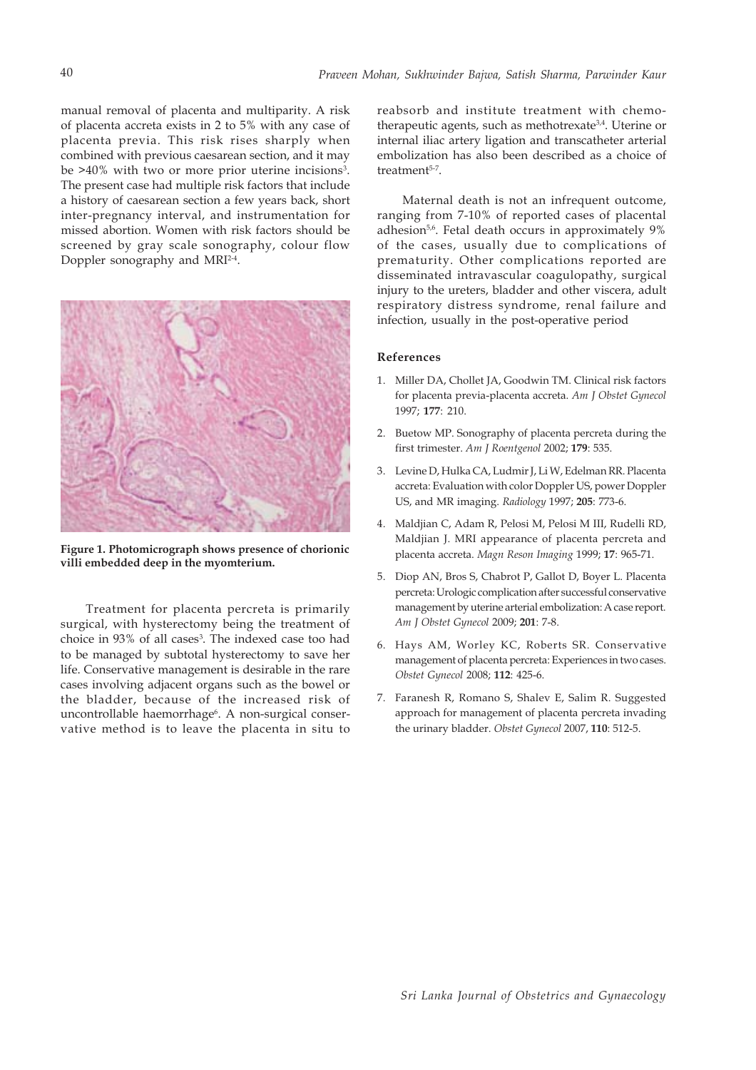manual removal of placenta and multiparity. A risk of placenta accreta exists in 2 to 5% with any case of placenta previa. This risk rises sharply when combined with previous caesarean section, and it may be >40% with two or more prior uterine incisions[3]. The present case had multiple risk factors that include a history of caesarean section a few years back, short inter-pregnancy interval, and instrumentation for missed abortion. Women with risk factors should be screened by gray scale sonography, colour flow Doppler sonography and MRI[2-4].

**Figure 1. Photomicrograph shows presence of chorionic villi embedded deep in the myomterium.**

Treatment for placenta percreta is primarily surgical, with hysterectomy being the treatment of choice in 93% of all cases[3]. The indexed case too had to be managed by subtotal hysterectomy to save her life. Conservative management is desirable in the rare cases involving adjacent organs such as the bowel or the bladder, because of the increased risk of uncontrollable haemorrhage[6]. A non-surgical conservative method is to leave the placenta in situ to reabsorb and institute treatment with chemotherapeutic agents, such as methotrexate[3,4]. Uterine or internal iliac artery ligation and transcatheter arterial embolization has also been described as a choice of treatment[5-7].

Maternal death is not an infrequent outcome, ranging from 7-10% of reported cases of placental adhesion[5,6]. Fetal death occurs in approximately 9% of the cases, usually due to complications of prematurity. Other complications reported are disseminated intravascular coagulopathy, surgical injury to the ureters, bladder and other viscera, adult respiratory distress syndrome, renal failure and infection, usually in the post-operative period

## References

1. Miller DA, Chollet JA, Goodwin TM. Clinical risk factors for placenta previa-placenta accreta. *Am J Obstet Gynecol* 1997; **177**: 210.
2. Buetow MP. Sonography of placenta percreta during the first trimester. *Am J Roentgenol* 2002; **179**: 535.
3. Levine D, Hulka CA, Ludmir J, Li W, Edelman RR. Placenta accreta: Evaluation with color Doppler US, power Doppler US, and MR imaging. *Radiology* 1997; **205**: 773-6.
4. Maldjian C, Adam R, Pelosi M, Pelosi M III, Rudelli RD, Maldjian J. MRI appearance of placenta percreta and placenta accreta. *Magn Reson Imaging* 1999; **17**: 965-71.
5. Diop AN, Bros S, Chabrot P, Gallot D, Boyer L. Placenta percreta: Urologic complication after successful conservative management by uterine arterial embolization: A case report. *Am J Obstet Gynecol* 2009; **201**: 7-8.
6. Hays AM, Worley KC, Roberts SR. Conservative management of placenta percreta: Experiences in two cases. *Obstet Gynecol* 2008; **112**: 425-6.
7. Faranesh R, Romano S, Shalev E, Salim R. Suggested approach for management of placenta percreta invading the urinary bladder. *Obstet Gynecol* 2007, **110**: 512-5.